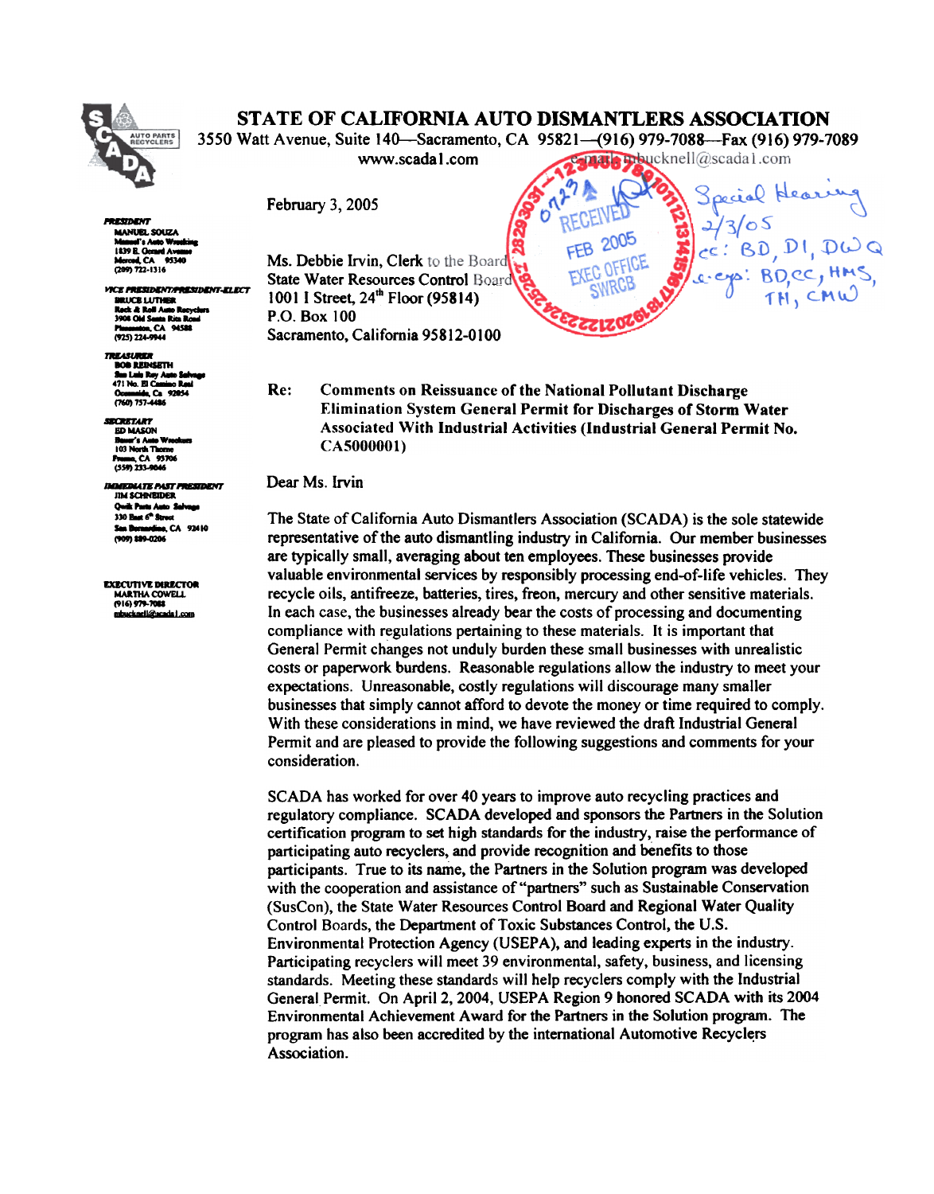# STATE OF CALIFORNIA AUTO DISMANTLERS ASSOCIATION

3550 Watt Avenue, Suite 140—Sacramento, CA 95821—(916) 979-7088—Fax (916) 979-7089
www.scada1.com  e-mail: mbucknell@scada1.com

**PRESIDENT**
MANUEL SOUZA
Manuel's Auto Wrecking
1839 E. Oxnard Avenue
Merced, CA 95340
(209) 722-1316

**VICE PRESIDENT/PRESIDENT-ELECT**
BRUCE LUTHER
Rock & Roll Auto Recyclers
3908 Old Santa Rita Road
Pleasanton, CA 94588
(925) 224-9944

**TREASURER**
BOB REINSETH
San Luis Rey Auto Salvage
471 No. El Camino Real
Oceanside, Ca 92054
(760) 757-4486

**SECRETARY**
ED MASON
Bauer's Auto Wreckers
103 North Thorne
Fresno, CA 93706
(559) 233-9046

**IMMEDIATE PAST PRESIDENT**
JIM SCHNEIDER
Quik Parts Auto Salvage
330 East 6th Street
San Bernardino, CA 92410
(909) 889-0206

**EXECUTIVE DIRECTOR**
MARTHA COWELL
(916) 979-7088
mbucknell@scada1.com

February 3, 2005

RECEIVED
FEB 2005
EXEC OFFICE
SWRCB

Special Hearing
2/3/05
cc: BD, DI, DWQ
e-cys: BD, CC, HMS, TH, CMW

Ms. Debbie Irvin, Clerk to the Board
State Water Resources Control Board
1001 I Street, 24th Floor (95814)
P.O. Box 100
Sacramento, California 95812-0100

Re: **Comments on Reissuance of the National Pollutant Discharge Elimination System General Permit for Discharges of Storm Water Associated With Industrial Activities (Industrial General Permit No. CA5000001)**

Dear Ms. Irvin

The State of California Auto Dismantlers Association (SCADA) is the sole statewide representative of the auto dismantling industry in California. Our member businesses are typically small, averaging about ten employees. These businesses provide valuable environmental services by responsibly processing end-of-life vehicles. They recycle oils, antifreeze, batteries, tires, freon, mercury and other sensitive materials. In each case, the businesses already bear the costs of processing and documenting compliance with regulations pertaining to these materials. It is important that General Permit changes not unduly burden these small businesses with unrealistic costs or paperwork burdens. Reasonable regulations allow the industry to meet your expectations. Unreasonable, costly regulations will discourage many smaller businesses that simply cannot afford to devote the money or time required to comply. With these considerations in mind, we have reviewed the draft Industrial General Permit and are pleased to provide the following suggestions and comments for your consideration.

SCADA has worked for over 40 years to improve auto recycling practices and regulatory compliance. SCADA developed and sponsors the Partners in the Solution certification program to set high standards for the industry, raise the performance of participating auto recyclers, and provide recognition and benefits to those participants. True to its name, the Partners in the Solution program was developed with the cooperation and assistance of "partners" such as Sustainable Conservation (SusCon), the State Water Resources Control Board and Regional Water Quality Control Boards, the Department of Toxic Substances Control, the U.S. Environmental Protection Agency (USEPA), and leading experts in the industry. Participating recyclers will meet 39 environmental, safety, business, and licensing standards. Meeting these standards will help recyclers comply with the Industrial General Permit. On April 2, 2004, USEPA Region 9 honored SCADA with its 2004 Environmental Achievement Award for the Partners in the Solution program. The program has also been accredited by the international Automotive Recyclers Association.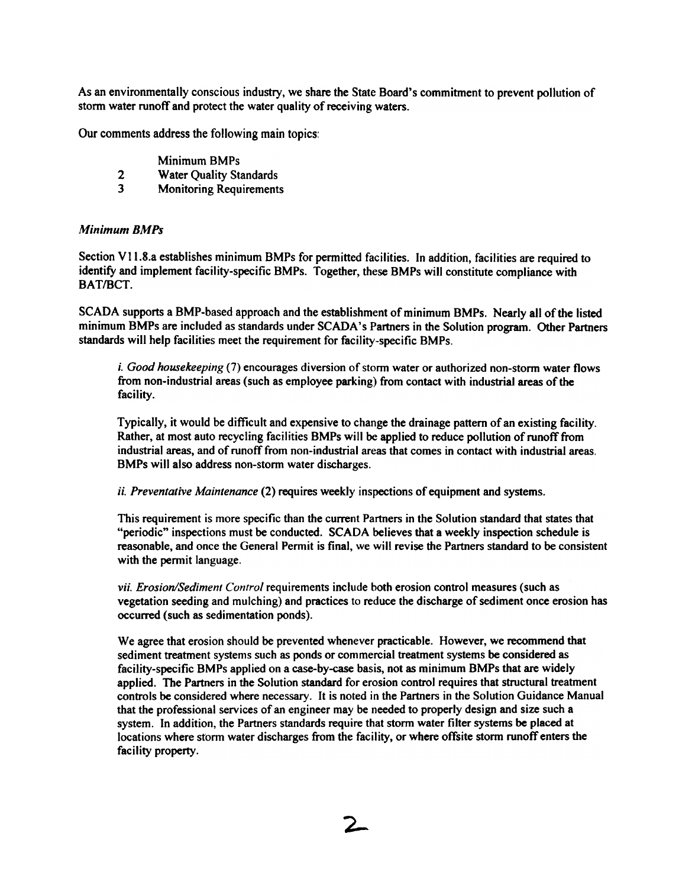As an environmentally conscious industry, we share the State Board's commitment to prevent pollution of storm water runoff and protect the water quality of receiving waters.

Our comments address the following main topics:

- Minimum BMPs
- 2 Water Quality Standards
- 3 Monitoring Requirements

*Minimum BMPs*

Section V11.8.a establishes minimum BMPs for permitted facilities. In addition, facilities are required to identify and implement facility-specific BMPs. Together, these BMPs will constitute compliance with BAT/BCT.

SCADA supports a BMP-based approach and the establishment of minimum BMPs. Nearly all of the listed minimum BMPs are included as standards under SCADA's Partners in the Solution program. Other Partners standards will help facilities meet the requirement for facility-specific BMPs.

> *i. Good housekeeping* (7) encourages diversion of storm water or authorized non-storm water flows from non-industrial areas (such as employee parking) from contact with industrial areas of the facility.
>
> Typically, it would be difficult and expensive to change the drainage pattern of an existing facility. Rather, at most auto recycling facilities BMPs will be applied to reduce pollution of runoff from industrial areas, and of runoff from non-industrial areas that comes in contact with industrial areas. BMPs will also address non-storm water discharges.
>
> *ii. Preventative Maintenance* (2) requires weekly inspections of equipment and systems.
>
> This requirement is more specific than the current Partners in the Solution standard that states that "periodic" inspections must be conducted. SCADA believes that a weekly inspection schedule is reasonable, and once the General Permit is final, we will revise the Partners standard to be consistent with the permit language.
>
> *vii. Erosion/Sediment Control* requirements include both erosion control measures (such as vegetation seeding and mulching) and practices to reduce the discharge of sediment once erosion has occurred (such as sedimentation ponds).
>
> We agree that erosion should be prevented whenever practicable. However, we recommend that sediment treatment systems such as ponds or commercial treatment systems be considered as facility-specific BMPs applied on a case-by-case basis, not as minimum BMPs that are widely applied. The Partners in the Solution standard for erosion control requires that structural treatment controls be considered where necessary. It is noted in the Partners in the Solution Guidance Manual that the professional services of an engineer may be needed to properly design and size such a system. In addition, the Partners standards require that storm water filter systems be placed at locations where storm water discharges from the facility, or where offsite storm runoff enters the facility property.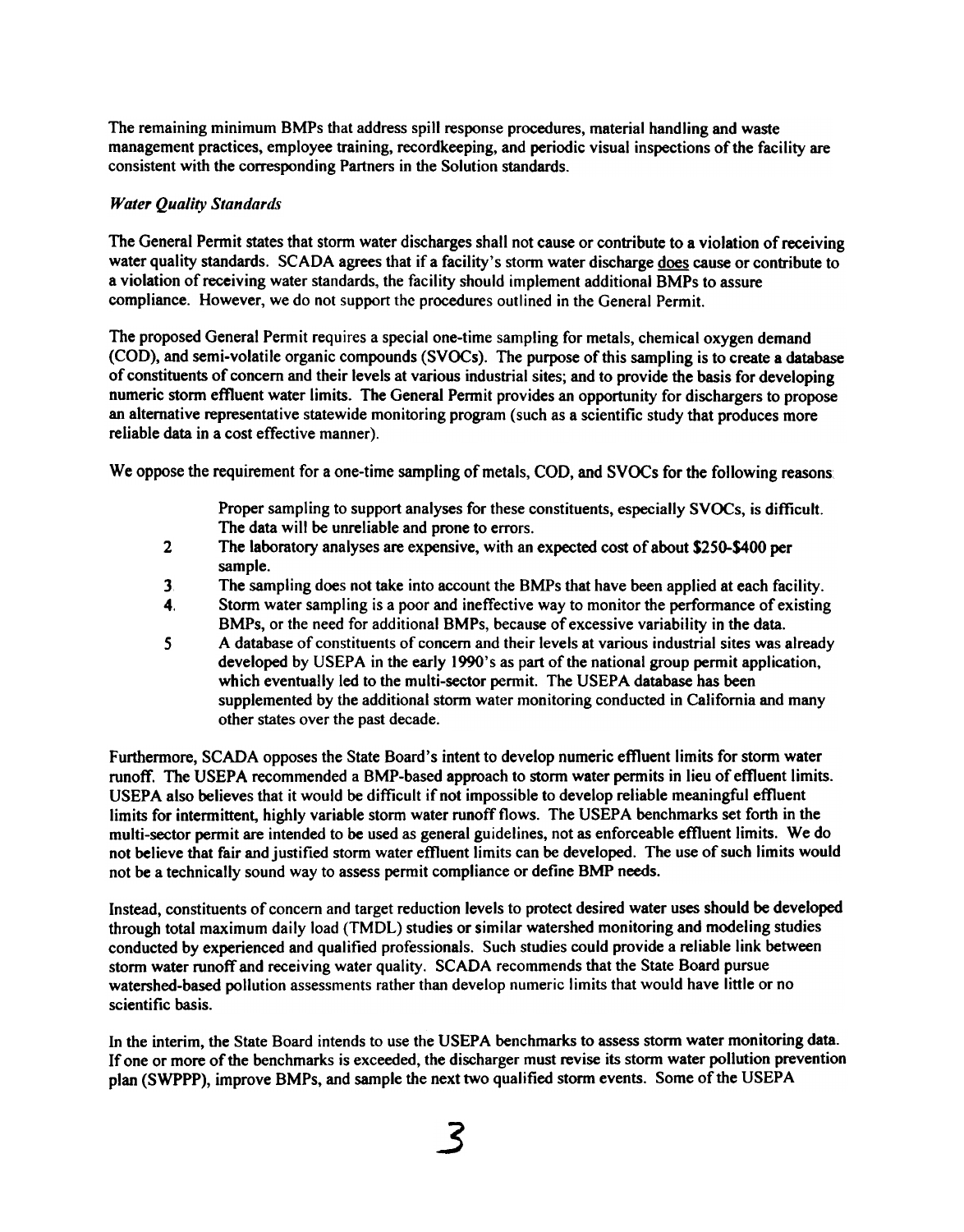The remaining minimum BMPs that address spill response procedures, material handling and waste management practices, employee training, recordkeeping, and periodic visual inspections of the facility are consistent with the corresponding Partners in the Solution standards.

*Water Quality Standards*

The General Permit states that storm water discharges shall not cause or contribute to a violation of receiving water quality standards. SCADA agrees that if a facility's storm water discharge does cause or contribute to a violation of receiving water standards, the facility should implement additional BMPs to assure compliance. However, we do not support the procedures outlined in the General Permit.

The proposed General Permit requires a special one-time sampling for metals, chemical oxygen demand (COD), and semi-volatile organic compounds (SVOCs). The purpose of this sampling is to create a database of constituents of concern and their levels at various industrial sites; and to provide the basis for developing numeric storm effluent water limits. The General Permit provides an opportunity for dischargers to propose an alternative representative statewide monitoring program (such as a scientific study that produces more reliable data in a cost effective manner).

We oppose the requirement for a one-time sampling of metals, COD, and SVOCs for the following reasons:

1. Proper sampling to support analyses for these constituents, especially SVOCs, is difficult. The data will be unreliable and prone to errors.
2. The laboratory analyses are expensive, with an expected cost of about $250-$400 per sample.
3. The sampling does not take into account the BMPs that have been applied at each facility.
4. Storm water sampling is a poor and ineffective way to monitor the performance of existing BMPs, or the need for additional BMPs, because of excessive variability in the data.
5. A database of constituents of concern and their levels at various industrial sites was already developed by USEPA in the early 1990's as part of the national group permit application, which eventually led to the multi-sector permit. The USEPA database has been supplemented by the additional storm water monitoring conducted in California and many other states over the past decade.

Furthermore, SCADA opposes the State Board's intent to develop numeric effluent limits for storm water runoff. The USEPA recommended a BMP-based approach to storm water permits in lieu of effluent limits. USEPA also believes that it would be difficult if not impossible to develop reliable meaningful effluent limits for intermittent, highly variable storm water runoff flows. The USEPA benchmarks set forth in the multi-sector permit are intended to be used as general guidelines, not as enforceable effluent limits. We do not believe that fair and justified storm water effluent limits can be developed. The use of such limits would not be a technically sound way to assess permit compliance or define BMP needs.

Instead, constituents of concern and target reduction levels to protect desired water uses should be developed through total maximum daily load (TMDL) studies or similar watershed monitoring and modeling studies conducted by experienced and qualified professionals. Such studies could provide a reliable link between storm water runoff and receiving water quality. SCADA recommends that the State Board pursue watershed-based pollution assessments rather than develop numeric limits that would have little or no scientific basis.

In the interim, the State Board intends to use the USEPA benchmarks to assess storm water monitoring data. If one or more of the benchmarks is exceeded, the discharger must revise its storm water pollution prevention plan (SWPPP), improve BMPs, and sample the next two qualified storm events. Some of the USEPA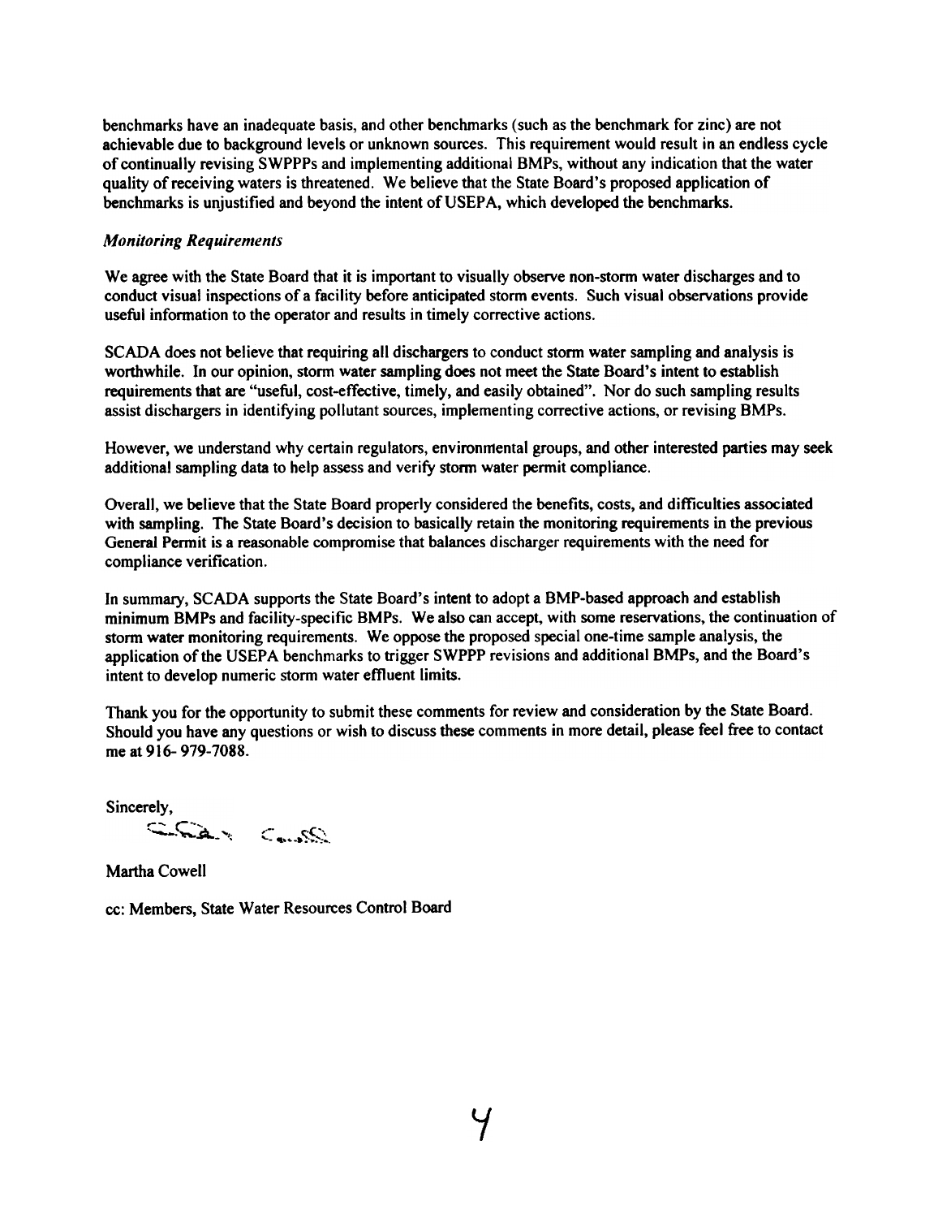benchmarks have an inadequate basis, and other benchmarks (such as the benchmark for zinc) are not achievable due to background levels or unknown sources. This requirement would result in an endless cycle of continually revising SWPPPs and implementing additional BMPs, without any indication that the water quality of receiving waters is threatened. We believe that the State Board's proposed application of benchmarks is unjustified and beyond the intent of USEPA, which developed the benchmarks.

*Monitoring Requirements*

We agree with the State Board that it is important to visually observe non-storm water discharges and to conduct visual inspections of a facility before anticipated storm events. Such visual observations provide useful information to the operator and results in timely corrective actions.

SCADA does not believe that requiring all dischargers to conduct storm water sampling and analysis is worthwhile. In our opinion, storm water sampling does not meet the State Board's intent to establish requirements that are "useful, cost-effective, timely, and easily obtained". Nor do such sampling results assist dischargers in identifying pollutant sources, implementing corrective actions, or revising BMPs.

However, we understand why certain regulators, environmental groups, and other interested parties may seek additional sampling data to help assess and verify storm water permit compliance.

Overall, we believe that the State Board properly considered the benefits, costs, and difficulties associated with sampling. The State Board's decision to basically retain the monitoring requirements in the previous General Permit is a reasonable compromise that balances discharger requirements with the need for compliance verification.

In summary, SCADA supports the State Board's intent to adopt a BMP-based approach and establish minimum BMPs and facility-specific BMPs. We also can accept, with some reservations, the continuation of storm water monitoring requirements. We oppose the proposed special one-time sample analysis, the application of the USEPA benchmarks to trigger SWPPP revisions and additional BMPs, and the Board's intent to develop numeric storm water effluent limits.

Thank you for the opportunity to submit these comments for review and consideration by the State Board. Should you have any questions or wish to discuss these comments in more detail, please feel free to contact me at 916- 979-7088.

Sincerely,

Martha Cowell

cc: Members, State Water Resources Control Board